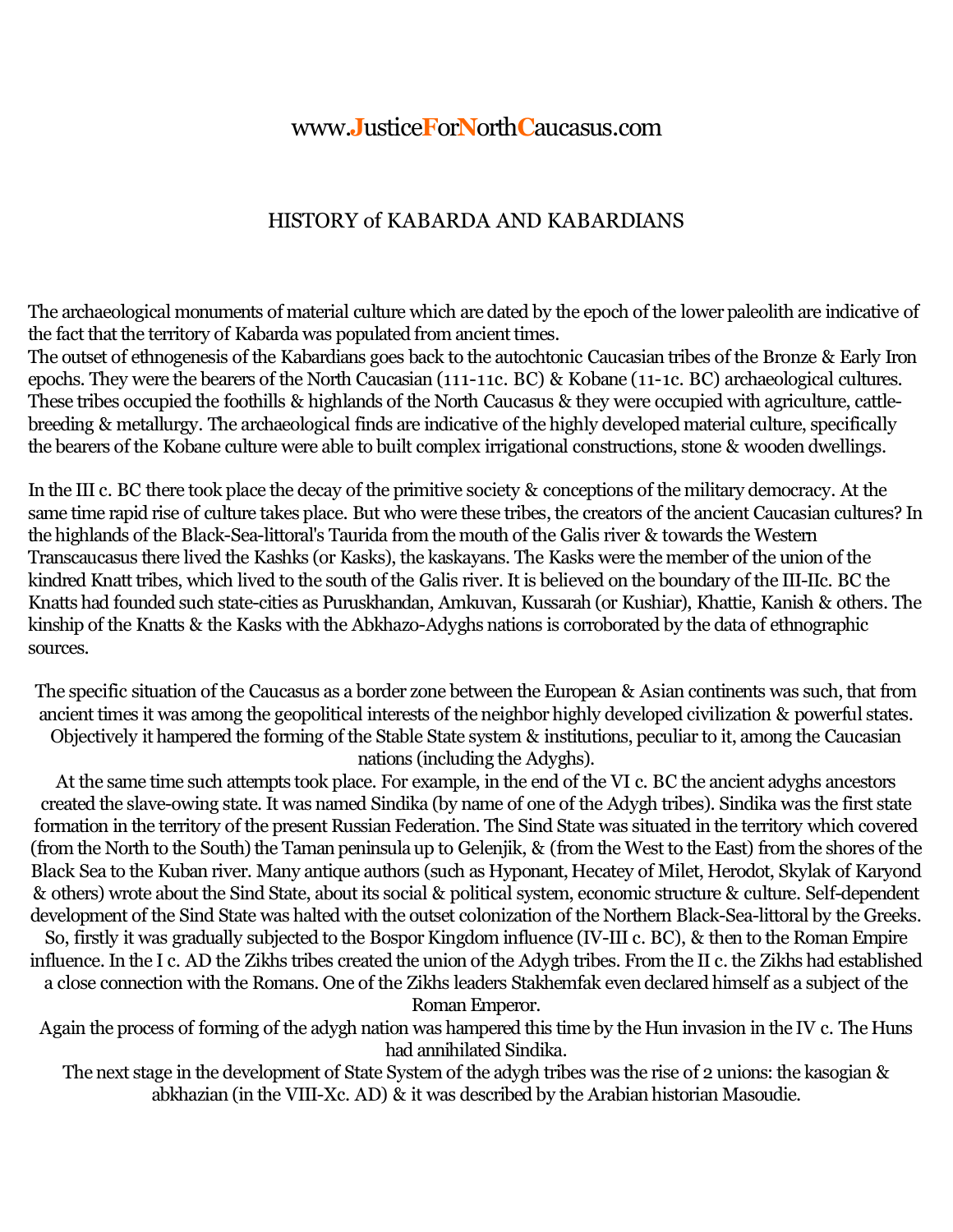www.JusticeForNorthCaucasus.com

# HISTORY of KABARDA AND KABARDIANS

The archaeological monuments of material culture which are dated by the epoch of the lower paleolith are indicative of the fact that the territory of Kabarda was populated from ancient times.
The outset of ethnogenesis of the Kabardians goes back to the autochtonic Caucasian tribes of the Bronze & Early Iron epochs. They were the bearers of the North Caucasian (111-11c. BC) & Kobane (11-1c. BC) archaeological cultures. These tribes occupied the foothills & highlands of the North Caucasus & they were occupied with agriculture, cattle-breeding & metallurgy. The archaeological finds are indicative of the highly developed material culture, specifically the bearers of the Kobane culture were able to built complex irrigational constructions, stone & wooden dwellings.

In the III c. BC there took place the decay of the primitive society & conceptions of the military democracy. At the same time rapid rise of culture takes place. But who were these tribes, the creators of the ancient Caucasian cultures? In the highlands of the Black-Sea-littoral's Taurida from the mouth of the Galis river & towards the Western Transcaucasus there lived the Kashks (or Kasks), the kaskayans. The Kasks were the member of the union of the kindred Knatt tribes, which lived to the south of the Galis river. It is believed on the boundary of the III-IIc. BC the Knatts had founded such state-cities as Puruskhandan, Amkuvan, Kussarah (or Kushiar), Khattie, Kanish & others. The kinship of the Knatts & the Kasks with the Abkhazo-Adyghs nations is corroborated by the data of ethnographic sources.

The specific situation of the Caucasus as a border zone between the European & Asian continents was such, that from ancient times it was among the geopolitical interests of the neighbor highly developed civilization & powerful states. Objectively it hampered the forming of the Stable State system & institutions, peculiar to it, among the Caucasian nations (including the Adyghs).
At the same time such attempts took place. For example, in the end of the VI c. BC the ancient adyghs ancestors created the slave-owing state. It was named Sindika (by name of one of the Adygh tribes). Sindika was the first state formation in the territory of the present Russian Federation. The Sind State was situated in the territory which covered (from the North to the South) the Taman peninsula up to Gelenjik, & (from the West to the East) from the shores of the Black Sea to the Kuban river. Many antique authors (such as Hyponant, Hecatey of Milet, Herodot, Skylak of Karyond & others) wrote about the Sind State, about its social & political system, economic structure & culture. Self-dependent development of the Sind State was halted with the outset colonization of the Northern Black-Sea-littoral by the Greeks. So, firstly it was gradually subjected to the Bospor Kingdom influence (IV-III c. BC), & then to the Roman Empire influence. In the I c. AD the Zikhs tribes created the union of the Adygh tribes. From the II c. the Zikhs had established a close connection with the Romans. One of the Zikhs leaders Stakhemfak even declared himself as a subject of the Roman Emperor.
Again the process of forming of the adygh nation was hampered this time by the Hun invasion in the IV c. The Huns had annihilated Sindika.
The next stage in the development of State System of the adygh tribes was the rise of 2 unions: the kasogian & abkhazian (in the VIII-Xc. AD) & it was described by the Arabian historian Masoudie.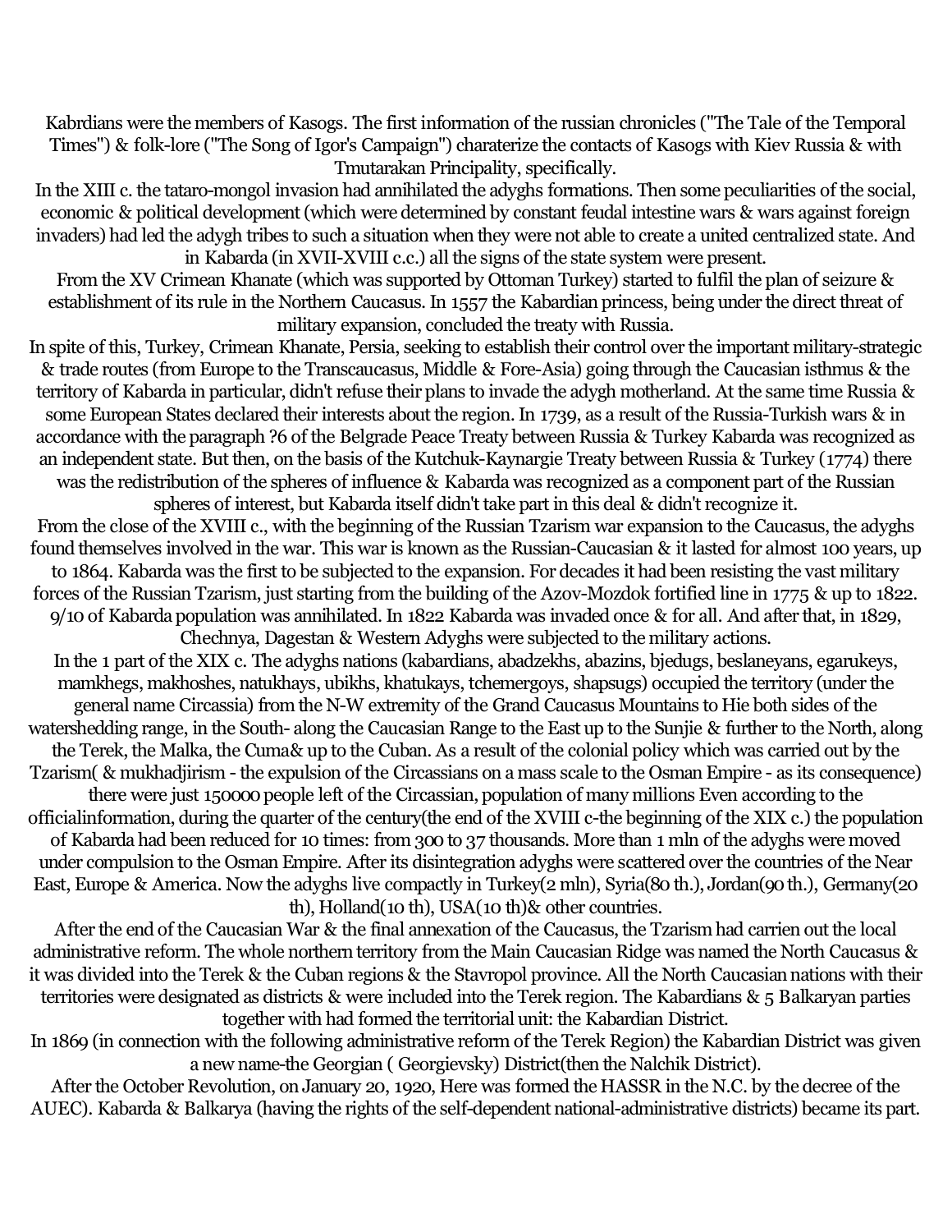Kabrdians were the members of Kasogs. The first information of the russian chronicles ("The Tale of the Temporal Times") & folk-lore ("The Song of Igor's Campaign") charaterize the contacts of Kasogs with Kiev Russia & with Tmutarakan Principality, specifically.

In the XIII c. the tataro-mongol invasion had annihilated the adyghs formations. Then some peculiarities of the social, economic & political development (which were determined by constant feudal intestine wars & wars against foreign invaders) had led the adygh tribes to such a situation when they were not able to create a united centralized state. And in Kabarda (in XVII-XVIII c.c.) all the signs of the state system were present.

From the XV Crimean Khanate (which was supported by Ottoman Turkey) started to fulfil the plan of seizure & establishment of its rule in the Northern Caucasus. In 1557 the Kabardian princess, being under the direct threat of military expansion, concluded the treaty with Russia.

In spite of this, Turkey, Crimean Khanate, Persia, seeking to establish their control over the important military-strategic & trade routes (from Europe to the Transcaucasus, Middle & Fore-Asia) going through the Caucasian isthmus & the territory of Kabarda in particular, didn't refuse their plans to invade the adygh motherland. At the same time Russia & some European States declared their interests about the region. In 1739, as a result of the Russia-Turkish wars & in accordance with the paragraph ?6 of the Belgrade Peace Treaty between Russia & Turkey Kabarda was recognized as an independent state. But then, on the basis of the Kutchuk-Kaynargie Treaty between Russia & Turkey (1774) there was the redistribution of the spheres of influence & Kabarda was recognized as a component part of the Russian spheres of interest, but Kabarda itself didn't take part in this deal & didn't recognize it.

From the close of the XVIII c., with the beginning of the Russian Tzarism war expansion to the Caucasus, the adyghs found themselves involved in the war. This war is known as the Russian-Caucasian & it lasted for almost 100 years, up to 1864. Kabarda was the first to be subjected to the expansion. For decades it had been resisting the vast military forces of the Russian Tzarism, just starting from the building of the Azov-Mozdok fortified line in 1775 & up to 1822. 9/10 of Kabarda population was annihilated. In 1822 Kabarda was invaded once & for all. And after that, in 1829, Chechnya, Dagestan & Western Adyghs were subjected to the military actions.

In the 1 part of the XIX c. The adyghs nations (kabardians, abadzekhs, abazins, bjedugs, beslaneyans, egarukeys, mamkhegs, makhoshes, natukhays, ubikhs, khatukays, tchemergoys, shapsugs) occupied the territory (under the general name Circassia) from the N-W extremity of the Grand Caucasus Mountains to Hie both sides of the watershedding range, in the South- along the Caucasian Range to the East up to the Sunjie & further to the North, along the Terek, the Malka, the Cuma& up to the Cuban. As a result of the colonial policy which was carried out by the Tzarism( & mukhadjirism - the expulsion of the Circassians on a mass scale to the Osman Empire - as its consequence) there were just 150000 people left of the Circassian, population of many millions Even according to the officialinformation, during the quarter of the century(the end of the XVIII c-the beginning of the XIX c.) the population of Kabarda had been reduced for 10 times: from 300 to 37 thousands. More than 1 mln of the adyghs were moved under compulsion to the Osman Empire. After its disintegration adyghs were scattered over the countries of the Near East, Europe & America. Now the adyghs live compactly in Turkey(2 mln), Syria(80 th.), Jordan(90 th.), Germany(20 th), Holland(10 th), USA(10 th)& other countries.

After the end of the Caucasian War & the final annexation of the Caucasus, the Tzarism had carrien out the local administrative reform. The whole northern territory from the Main Caucasian Ridge was named the North Caucasus & it was divided into the Terek & the Cuban regions & the Stavropol province. All the North Caucasian nations with their territories were designated as districts & were included into the Terek region. The Kabardians & 5 Balkaryan parties together with had formed the territorial unit: the Kabardian District.

In 1869 (in connection with the following administrative reform of the Terek Region) the Kabardian District was given a new name-the Georgian ( Georgievsky) District(then the Nalchik District).

After the October Revolution, on January 20, 1920, Here was formed the HASSR in the N.C. by the decree of the AUEC). Kabarda & Balkarya (having the rights of the self-dependent national-administrative districts) became its part.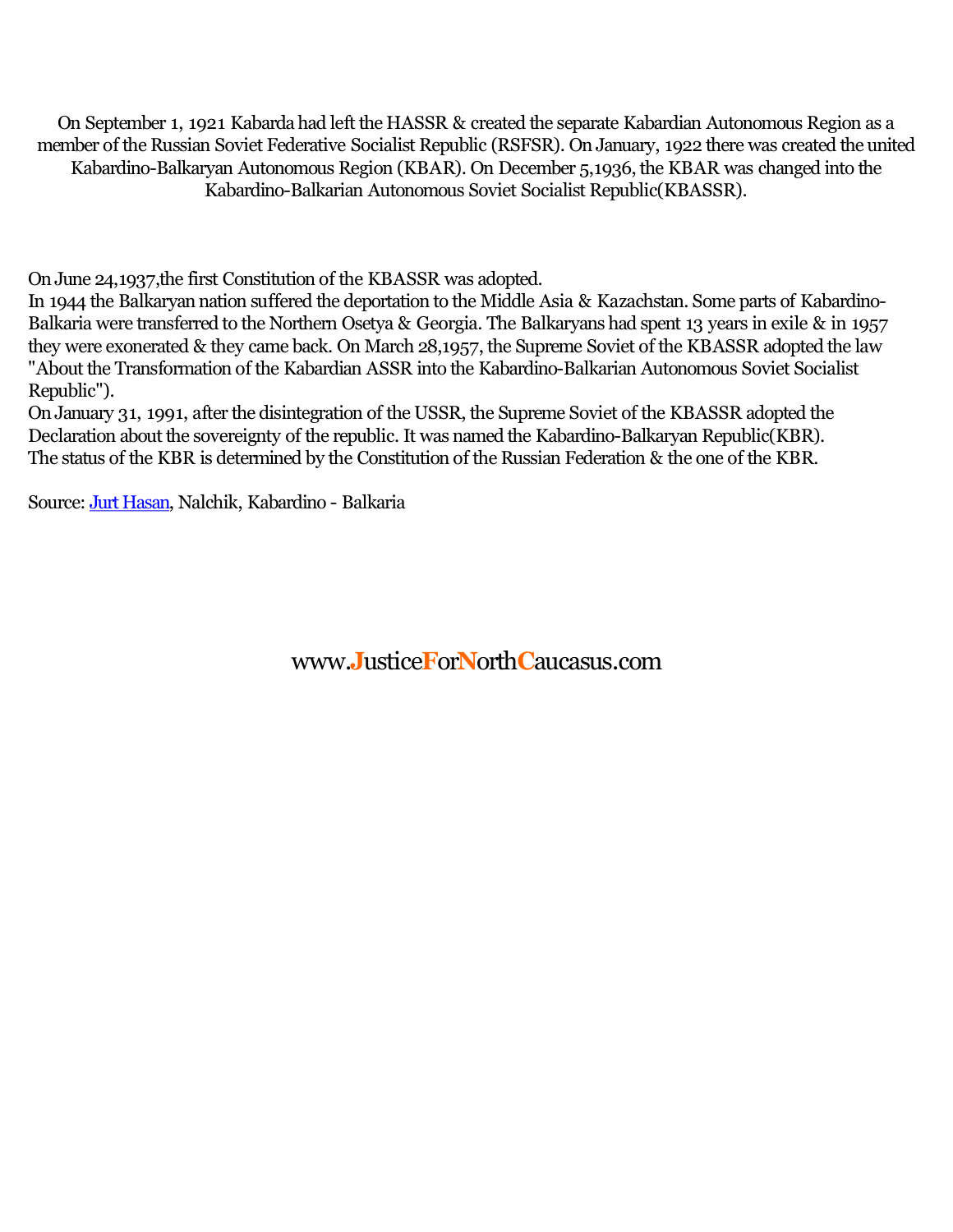On September 1, 1921 Kabarda had left the HASSR & created the separate Kabardian Autonomous Region as a member of the Russian Soviet Federative Socialist Republic (RSFSR). On January, 1922 there was created the united Kabardino-Balkaryan Autonomous Region (KBAR). On December 5,1936, the KBAR was changed into the Kabardino-Balkarian Autonomous Soviet Socialist Republic(KBASSR).

On June 24,1937,the first Constitution of the KBASSR was adopted.
In 1944 the Balkaryan nation suffered the deportation to the Middle Asia & Kazachstan. Some parts of Kabardino-Balkaria were transferred to the Northern Osetya & Georgia. The Balkaryans had spent 13 years in exile & in 1957 they were exonerated & they came back. On March 28,1957, the Supreme Soviet of the KBASSR adopted the law "About the Transformation of the Kabardian ASSR into the Kabardino-Balkarian Autonomous Soviet Socialist Republic").
On January 31, 1991, after the disintegration of the USSR, the Supreme Soviet of the KBASSR adopted the Declaration about the sovereignty of the republic. It was named the Kabardino-Balkaryan Republic(KBR).
The status of the KBR is determined by the Constitution of the Russian Federation & the one of the KBR.

Source: Jurt Hasan, Nalchik, Kabardino - Balkaria

www.JusticeForNorthCaucasus.com